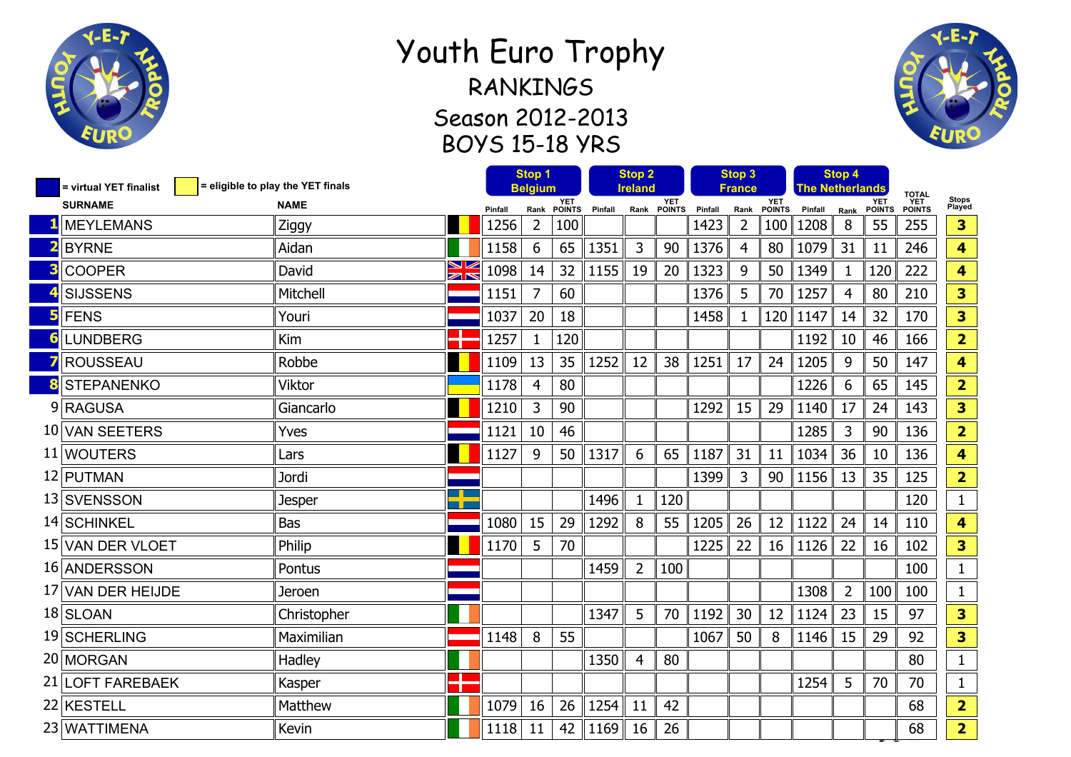# Youth Euro Trophy

## RANKINGS

## Season 2012-2013

## BOYS 15-18 YRS

■ = virtual YET finalist ■ = eligible to play the YET finals

| | SURNAME | NAME | Stop 1 Belgium Pinfall | Rank | YET POINTS | Stop 2 Ireland Pinfall | Rank | YET POINTS | Stop 3 France Pinfall | Rank | YET POINTS | Stop 4 The Netherlands Pinfall | Rank | YET POINTS | TOTAL YET POINTS | Stops Played |
|---|---|---|---|---|---|---|---|---|---|---|---|---|---|---|---|---|
| 1 | MEYLEMANS | Ziggy | 1256 | 2 | 100 | | | | 1423 | 2 | 100 | 1208 | 8 | 55 | 255 | 3 |
| 2 | BYRNE | Aidan | 1158 | 6 | 65 | 1351 | 3 | 90 | 1376 | 4 | 80 | 1079 | 31 | 11 | 246 | 4 |
| 3 | COOPER | David | 1098 | 14 | 32 | 1155 | 19 | 20 | 1323 | 9 | 50 | 1349 | 1 | 120 | 222 | 4 |
| 4 | SIJSSENS | Mitchell | 1151 | 7 | 60 | | | | 1376 | 5 | 70 | 1257 | 4 | 80 | 210 | 3 |
| 5 | FENS | Youri | 1037 | 20 | 18 | | | | 1458 | 1 | 120 | 1147 | 14 | 32 | 170 | 3 |
| 6 | LUNDBERG | Kim | 1257 | 1 | 120 | | | | | | | 1192 | 10 | 46 | 166 | 2 |
| 7 | ROUSSEAU | Robbe | 1109 | 13 | 35 | 1252 | 12 | 38 | 1251 | 17 | 24 | 1205 | 9 | 50 | 147 | 4 |
| 8 | STEPANENKO | Viktor | 1178 | 4 | 80 | | | | | | | 1226 | 6 | 65 | 145 | 2 |
| 9 | RAGUSA | Giancarlo | 1210 | 3 | 90 | | | | 1292 | 15 | 29 | 1140 | 17 | 24 | 143 | 3 |
| 10 | VAN SEETERS | Yves | 1121 | 10 | 46 | | | | | | | 1285 | 3 | 90 | 136 | 2 |
| 11 | WOUTERS | Lars | 1127 | 9 | 50 | 1317 | 6 | 65 | 1187 | 31 | 11 | 1034 | 36 | 10 | 136 | 4 |
| 12 | PUTMAN | Jordi | | | | | | | 1399 | 3 | 90 | 1156 | 13 | 35 | 125 | 2 |
| 13 | SVENSSON | Jesper | | | | 1496 | 1 | 120 | | | | | | | 120 | 1 |
| 14 | SCHINKEL | Bas | 1080 | 15 | 29 | 1292 | 8 | 55 | 1205 | 26 | 12 | 1122 | 24 | 14 | 110 | 4 |
| 15 | VAN DER VLOET | Philip | 1170 | 5 | 70 | | | | 1225 | 22 | 16 | 1126 | 22 | 16 | 102 | 3 |
| 16 | ANDERSSON | Pontus | | | | 1459 | 2 | 100 | | | | | | | 100 | 1 |
| 17 | VAN DER HEIJDE | Jeroen | | | | | | | | | | 1308 | 2 | 100 | 100 | 1 |
| 18 | SLOAN | Christopher | | | | 1347 | 5 | 70 | 1192 | 30 | 12 | 1124 | 23 | 15 | 97 | 3 |
| 19 | SCHERLING | Maximilian | 1148 | 8 | 55 | | | | 1067 | 50 | 8 | 1146 | 15 | 29 | 92 | 3 |
| 20 | MORGAN | Hadley | | | | 1350 | 4 | 80 | | | | | | | 80 | 1 |
| 21 | LOFT FAREBAEK | Kasper | | | | | | | | | | 1254 | 5 | 70 | 70 | 1 |
| 22 | KESTELL | Matthew | 1079 | 16 | 26 | 1254 | 11 | 42 | | | | | | | 68 | 2 |
| 23 | WATTIMENA | Kevin | 1118 | 11 | 42 | 1169 | 16 | 26 | | | | | | | 68 | 2 |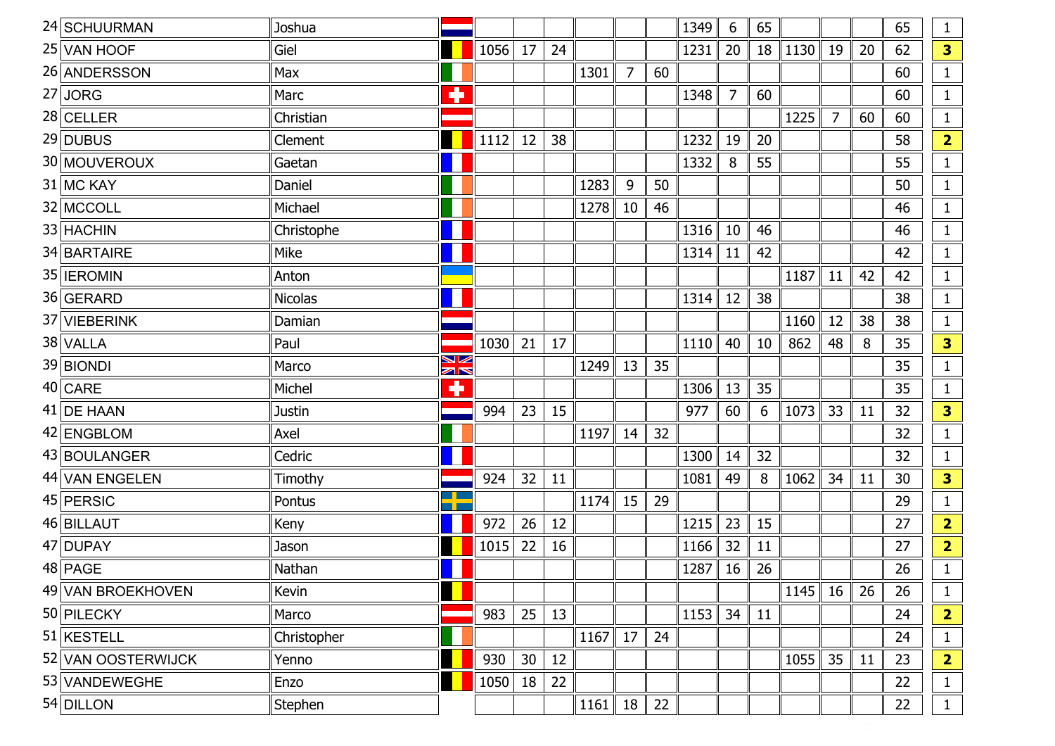| 24 | SCHUURMAN | Joshua | | | | | | | | 1349 | 6 | 65 | | | | 65 | 1 |
|---|---|---|---|---|---|---|---|---|---|---|---|---|---|---|---|---|---|
| 25 | VAN HOOF | Giel | | 1056 | 17 | 24 | | | | 1231 | 20 | 18 | 1130 | 19 | 20 | 62 | **3** |
| 26 | ANDERSSON | Max | | | | | 1301 | 7 | 60 | | | | | | | 60 | 1 |
| 27 | JORG | Marc | | | | | | | | 1348 | 7 | 60 | | | | 60 | 1 |
| 28 | CELLER | Christian | | | | | | | | | | | 1225 | 7 | 60 | 60 | 1 |
| 29 | DUBUS | Clement | | 1112 | 12 | 38 | | | | 1232 | 19 | 20 | | | | 58 | **2** |
| 30 | MOUVEROUX | Gaetan | | | | | | | | 1332 | 8 | 55 | | | | 55 | 1 |
| 31 | MC KAY | Daniel | | | | | 1283 | 9 | 50 | | | | | | | 50 | 1 |
| 32 | MCCOLL | Michael | | | | | 1278 | 10 | 46 | | | | | | | 46 | 1 |
| 33 | HACHIN | Christophe | | | | | | | | 1316 | 10 | 46 | | | | 46 | 1 |
| 34 | BARTAIRE | Mike | | | | | | | | 1314 | 11 | 42 | | | | 42 | 1 |
| 35 | IEROMIN | Anton | | | | | | | | | | | 1187 | 11 | 42 | 42 | 1 |
| 36 | GERARD | Nicolas | | | | | | | | 1314 | 12 | 38 | | | | 38 | 1 |
| 37 | VIEBERINK | Damian | | | | | | | | | | | 1160 | 12 | 38 | 38 | 1 |
| 38 | VALLA | Paul | | 1030 | 21 | 17 | | | | 1110 | 40 | 10 | 862 | 48 | 8 | 35 | **3** |
| 39 | BIONDI | Marco | | | | | 1249 | 13 | 35 | | | | | | | 35 | 1 |
| 40 | CARE | Michel | | | | | | | | 1306 | 13 | 35 | | | | 35 | 1 |
| 41 | DE HAAN | Justin | | 994 | 23 | 15 | | | | 977 | 60 | 6 | 1073 | 33 | 11 | 32 | **3** |
| 42 | ENGBLOM | Axel | | | | | 1197 | 14 | 32 | | | | | | | 32 | 1 |
| 43 | BOULANGER | Cedric | | | | | | | | 1300 | 14 | 32 | | | | 32 | 1 |
| 44 | VAN ENGELEN | Timothy | | 924 | 32 | 11 | | | | 1081 | 49 | 8 | 1062 | 34 | 11 | 30 | **3** |
| 45 | PERSIC | Pontus | | | | | 1174 | 15 | 29 | | | | | | | 29 | 1 |
| 46 | BILLAUT | Keny | | 972 | 26 | 12 | | | | 1215 | 23 | 15 | | | | 27 | **2** |
| 47 | DUPAY | Jason | | 1015 | 22 | 16 | | | | 1166 | 32 | 11 | | | | 27 | **2** |
| 48 | PAGE | Nathan | | | | | | | | 1287 | 16 | 26 | | | | 26 | 1 |
| 49 | VAN BROEKHOVEN | Kevin | | | | | | | | | | | 1145 | 16 | 26 | 26 | 1 |
| 50 | PILECKY | Marco | | 983 | 25 | 13 | | | | 1153 | 34 | 11 | | | | 24 | **2** |
| 51 | KESTELL | Christopher | | | | | 1167 | 17 | 24 | | | | | | | 24 | 1 |
| 52 | VAN OOSTERWIJCK | Yenno | | 930 | 30 | 12 | | | | | | | 1055 | 35 | 11 | 23 | **2** |
| 53 | VANDEWEGHE | Enzo | | 1050 | 18 | 22 | | | | | | | | | | 22 | 1 |
| 54 | DILLON | Stephen | | | | | 1161 | 18 | 22 | | | | | | | 22 | 1 |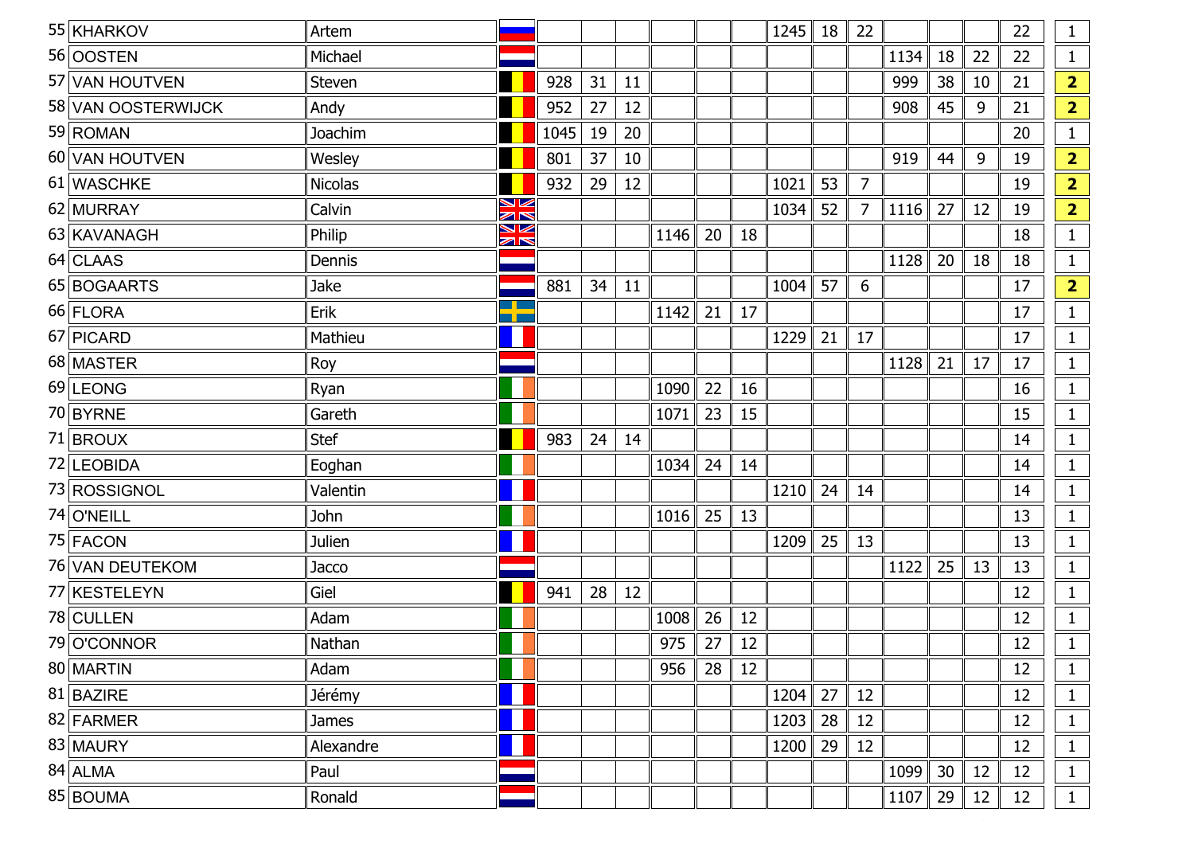| | | | | | | | | | | | | | | | | |
|---|---|---|---|---|---|---|---|---|---|---|---|---|---|---|---|---|
| 55 | KHARKOV | Artem | | | | | | | | 1245 | 18 | 22 | | | | 22 | 1 |
| 56 | OOSTEN | Michael | | | | | | | | | | | 1134 | 18 | 22 | 22 | 1 |
| 57 | VAN HOUTVEN | Steven | | 928 | 31 | 11 | | | | | | | 999 | 38 | 10 | 21 | **2** |
| 58 | VAN OOSTERWIJCK | Andy | | 952 | 27 | 12 | | | | | | | 908 | 45 | 9 | 21 | **2** |
| 59 | ROMAN | Joachim | | 1045 | 19 | 20 | | | | | | | | | | 20 | 1 |
| 60 | VAN HOUTVEN | Wesley | | 801 | 37 | 10 | | | | | | | 919 | 44 | 9 | 19 | **2** |
| 61 | WASCHKE | Nicolas | | 932 | 29 | 12 | | | | 1021 | 53 | 7 | | | | 19 | **2** |
| 62 | MURRAY | Calvin | | | | | | | | 1034 | 52 | 7 | 1116 | 27 | 12 | 19 | **2** |
| 63 | KAVANAGH | Philip | | | | | 1146 | 20 | 18 | | | | | | | 18 | 1 |
| 64 | CLAAS | Dennis | | | | | | | | | | | 1128 | 20 | 18 | 18 | 1 |
| 65 | BOGAARTS | Jake | | 881 | 34 | 11 | | | | 1004 | 57 | 6 | | | | 17 | **2** |
| 66 | FLORA | Erik | | | | | 1142 | 21 | 17 | | | | | | | 17 | 1 |
| 67 | PICARD | Mathieu | | | | | | | | 1229 | 21 | 17 | | | | 17 | 1 |
| 68 | MASTER | Roy | | | | | | | | | | | 1128 | 21 | 17 | 17 | 1 |
| 69 | LEONG | Ryan | | | | | 1090 | 22 | 16 | | | | | | | 16 | 1 |
| 70 | BYRNE | Gareth | | | | | 1071 | 23 | 15 | | | | | | | 15 | 1 |
| 71 | BROUX | Stef | | 983 | 24 | 14 | | | | | | | | | | 14 | 1 |
| 72 | LEOBIDA | Eoghan | | | | | 1034 | 24 | 14 | | | | | | | 14 | 1 |
| 73 | ROSSIGNOL | Valentin | | | | | | | | 1210 | 24 | 14 | | | | 14 | 1 |
| 74 | O'NEILL | John | | | | | 1016 | 25 | 13 | | | | | | | 13 | 1 |
| 75 | FACON | Julien | | | | | | | | 1209 | 25 | 13 | | | | 13 | 1 |
| 76 | VAN DEUTEKOM | Jacco | | | | | | | | | | | 1122 | 25 | 13 | 13 | 1 |
| 77 | KESTELEYN | Giel | | 941 | 28 | 12 | | | | | | | | | | 12 | 1 |
| 78 | CULLEN | Adam | | | | | 1008 | 26 | 12 | | | | | | | 12 | 1 |
| 79 | O'CONNOR | Nathan | | | | | 975 | 27 | 12 | | | | | | | 12 | 1 |
| 80 | MARTIN | Adam | | | | | 956 | 28 | 12 | | | | | | | 12 | 1 |
| 81 | BAZIRE | Jérémy | | | | | | | | 1204 | 27 | 12 | | | | 12 | 1 |
| 82 | FARMER | James | | | | | | | | 1203 | 28 | 12 | | | | 12 | 1 |
| 83 | MAURY | Alexandre | | | | | | | | 1200 | 29 | 12 | | | | 12 | 1 |
| 84 | ALMA | Paul | | | | | | | | | | | 1099 | 30 | 12 | 12 | 1 |
| 85 | BOUMA | Ronald | | | | | | | | | | | 1107 | 29 | 12 | 12 | 1 |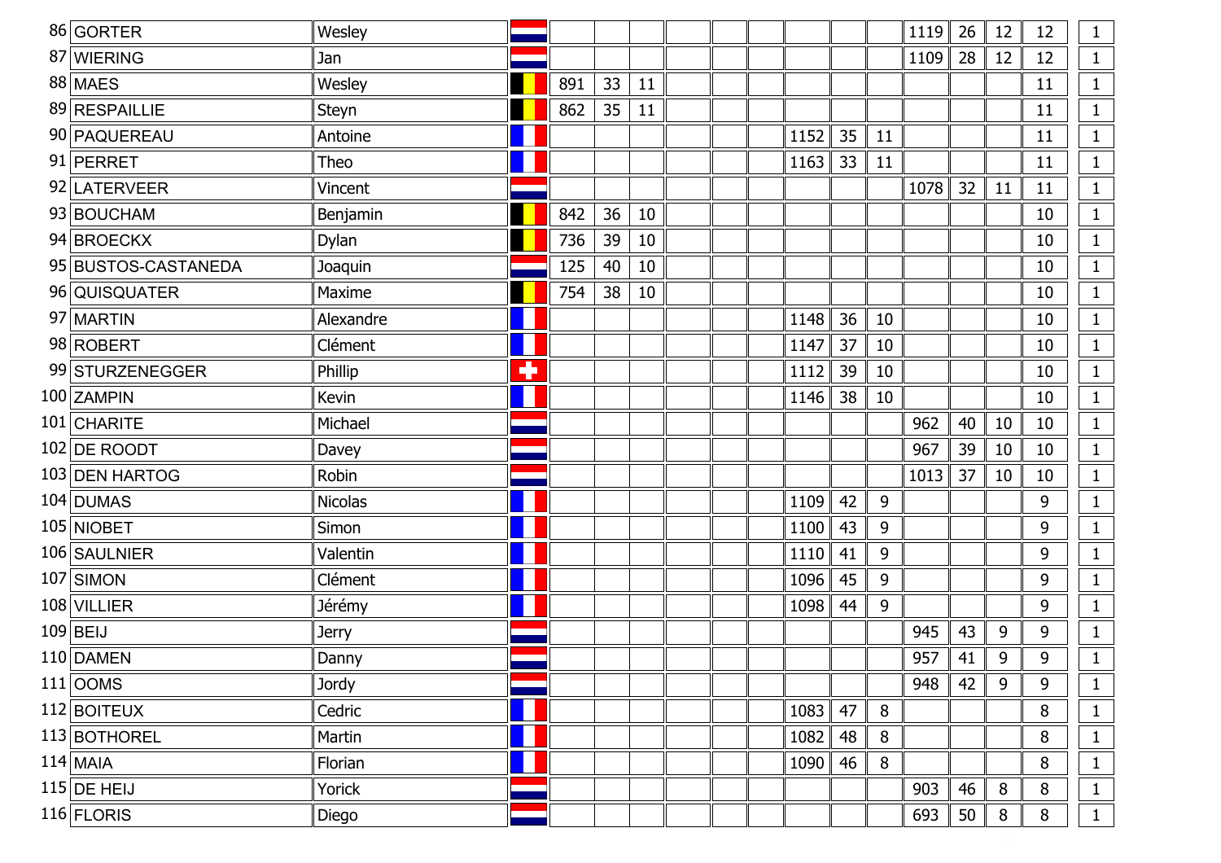| | | | | | | | | | | | | | | | | | |
|---|---|---|---|---|---|---|---|---|---|---|---|---|---|---|---|---|---|
| 86 | GORTER | Wesley | | | | | | | | | | | 1119 | 26 | 12 | 12 | 1 |
| 87 | WIERING | Jan | | | | | | | | | | | 1109 | 28 | 12 | 12 | 1 |
| 88 | MAES | Wesley | | 891 | 33 | 11 | | | | | | | | | | 11 | 1 |
| 89 | RESPAILLIE | Steyn | | 862 | 35 | 11 | | | | | | | | | | 11 | 1 |
| 90 | PAQUEREAU | Antoine | | | | | | | | 1152 | 35 | 11 | | | | 11 | 1 |
| 91 | PERRET | Theo | | | | | | | | 1163 | 33 | 11 | | | | 11 | 1 |
| 92 | LATERVEER | Vincent | | | | | | | | | | | 1078 | 32 | 11 | 11 | 1 |
| 93 | BOUCHAM | Benjamin | | 842 | 36 | 10 | | | | | | | | | | 10 | 1 |
| 94 | BROECKX | Dylan | | 736 | 39 | 10 | | | | | | | | | | 10 | 1 |
| 95 | BUSTOS-CASTANEDA | Joaquin | | 125 | 40 | 10 | | | | | | | | | | 10 | 1 |
| 96 | QUISQUATER | Maxime | | 754 | 38 | 10 | | | | | | | | | | 10 | 1 |
| 97 | MARTIN | Alexandre | | | | | | | | 1148 | 36 | 10 | | | | 10 | 1 |
| 98 | ROBERT | Clément | | | | | | | | 1147 | 37 | 10 | | | | 10 | 1 |
| 99 | STURZENEGGER | Phillip | | | | | | | | 1112 | 39 | 10 | | | | 10 | 1 |
| 100 | ZAMPIN | Kevin | | | | | | | | 1146 | 38 | 10 | | | | 10 | 1 |
| 101 | CHARITE | Michael | | | | | | | | | | | 962 | 40 | 10 | 10 | 1 |
| 102 | DE ROODT | Davey | | | | | | | | | | | 967 | 39 | 10 | 10 | 1 |
| 103 | DEN HARTOG | Robin | | | | | | | | | | | 1013 | 37 | 10 | 10 | 1 |
| 104 | DUMAS | Nicolas | | | | | | | | 1109 | 42 | 9 | | | | 9 | 1 |
| 105 | NIOBET | Simon | | | | | | | | 1100 | 43 | 9 | | | | 9 | 1 |
| 106 | SAULNIER | Valentin | | | | | | | | 1110 | 41 | 9 | | | | 9 | 1 |
| 107 | SIMON | Clément | | | | | | | | 1096 | 45 | 9 | | | | 9 | 1 |
| 108 | VILLIER | Jérémy | | | | | | | | 1098 | 44 | 9 | | | | 9 | 1 |
| 109 | BEIJ | Jerry | | | | | | | | | | | 945 | 43 | 9 | 9 | 1 |
| 110 | DAMEN | Danny | | | | | | | | | | | 957 | 41 | 9 | 9 | 1 |
| 111 | OOMS | Jordy | | | | | | | | | | | 948 | 42 | 9 | 9 | 1 |
| 112 | BOITEUX | Cedric | | | | | | | | 1083 | 47 | 8 | | | | 8 | 1 |
| 113 | BOTHOREL | Martin | | | | | | | | 1082 | 48 | 8 | | | | 8 | 1 |
| 114 | MAIA | Florian | | | | | | | | 1090 | 46 | 8 | | | | 8 | 1 |
| 115 | DE HEIJ | Yorick | | | | | | | | | | | 903 | 46 | 8 | 8 | 1 |
| 116 | FLORIS | Diego | | | | | | | | | | | 693 | 50 | 8 | 8 | 1 |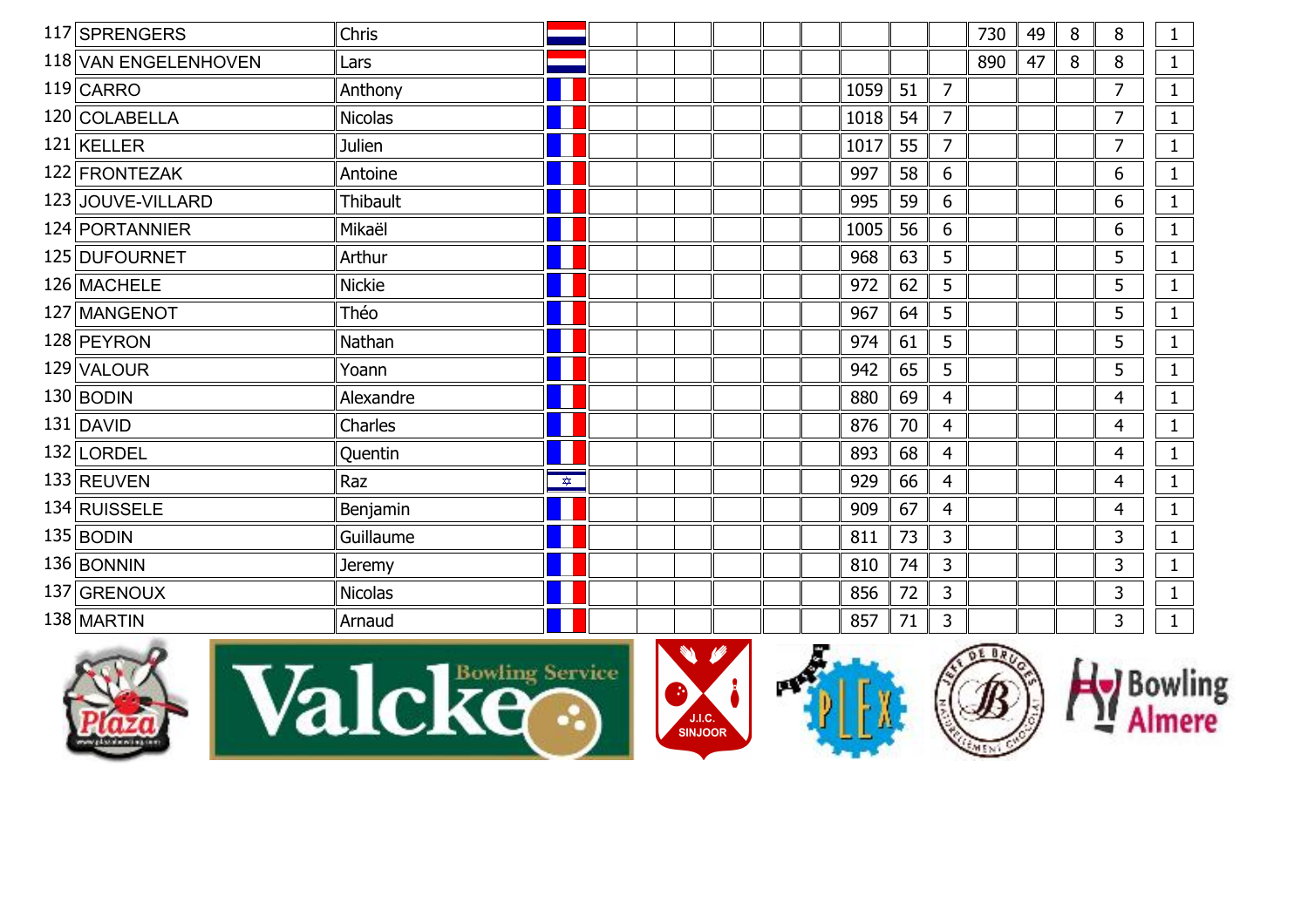| | | | | | | | | | | | | | | | | | |
|---|---|---|---|---|---|---|---|---|---|---|---|---|---|---|---|---|---|
| 117 | SPRENGERS | Chris | | | | | | | | | | | 730 | 49 | 8 | 8 | 1 |
| 118 | VAN ENGELENHOVEN | Lars | | | | | | | | | | | 890 | 47 | 8 | 8 | 1 |
| 119 | CARRO | Anthony | | | | | | | | 1059 | 51 | 7 | | | | 7 | 1 |
| 120 | COLABELLA | Nicolas | | | | | | | | 1018 | 54 | 7 | | | | 7 | 1 |
| 121 | KELLER | Julien | | | | | | | | 1017 | 55 | 7 | | | | 7 | 1 |
| 122 | FRONTEZAK | Antoine | | | | | | | | 997 | 58 | 6 | | | | 6 | 1 |
| 123 | JOUVE-VILLARD | Thibault | | | | | | | | 995 | 59 | 6 | | | | 6 | 1 |
| 124 | PORTANNIER | Mikaël | | | | | | | | 1005 | 56 | 6 | | | | 6 | 1 |
| 125 | DUFOURNET | Arthur | | | | | | | | 968 | 63 | 5 | | | | 5 | 1 |
| 126 | MACHELE | Nickie | | | | | | | | 972 | 62 | 5 | | | | 5 | 1 |
| 127 | MANGENOT | Théo | | | | | | | | 967 | 64 | 5 | | | | 5 | 1 |
| 128 | PEYRON | Nathan | | | | | | | | 974 | 61 | 5 | | | | 5 | 1 |
| 129 | VALOUR | Yoann | | | | | | | | 942 | 65 | 5 | | | | 5 | 1 |
| 130 | BODIN | Alexandre | | | | | | | | 880 | 69 | 4 | | | | 4 | 1 |
| 131 | DAVID | Charles | | | | | | | | 876 | 70 | 4 | | | | 4 | 1 |
| 132 | LORDEL | Quentin | | | | | | | | 893 | 68 | 4 | | | | 4 | 1 |
| 133 | REUVEN | Raz | | | | | | | | 929 | 66 | 4 | | | | 4 | 1 |
| 134 | RUISSELE | Benjamin | | | | | | | | 909 | 67 | 4 | | | | 4 | 1 |
| 135 | BODIN | Guillaume | | | | | | | | 811 | 73 | 3 | | | | 3 | 1 |
| 136 | BONNIN | Jeremy | | | | | | | | 810 | 74 | 3 | | | | 3 | 1 |
| 137 | GRENOUX | Nicolas | | | | | | | | 856 | 72 | 3 | | | | 3 | 1 |
| 138 | MARTIN | Arnaud | | | | | | | | 857 | 71 | 3 | | | | 3 | 1 |